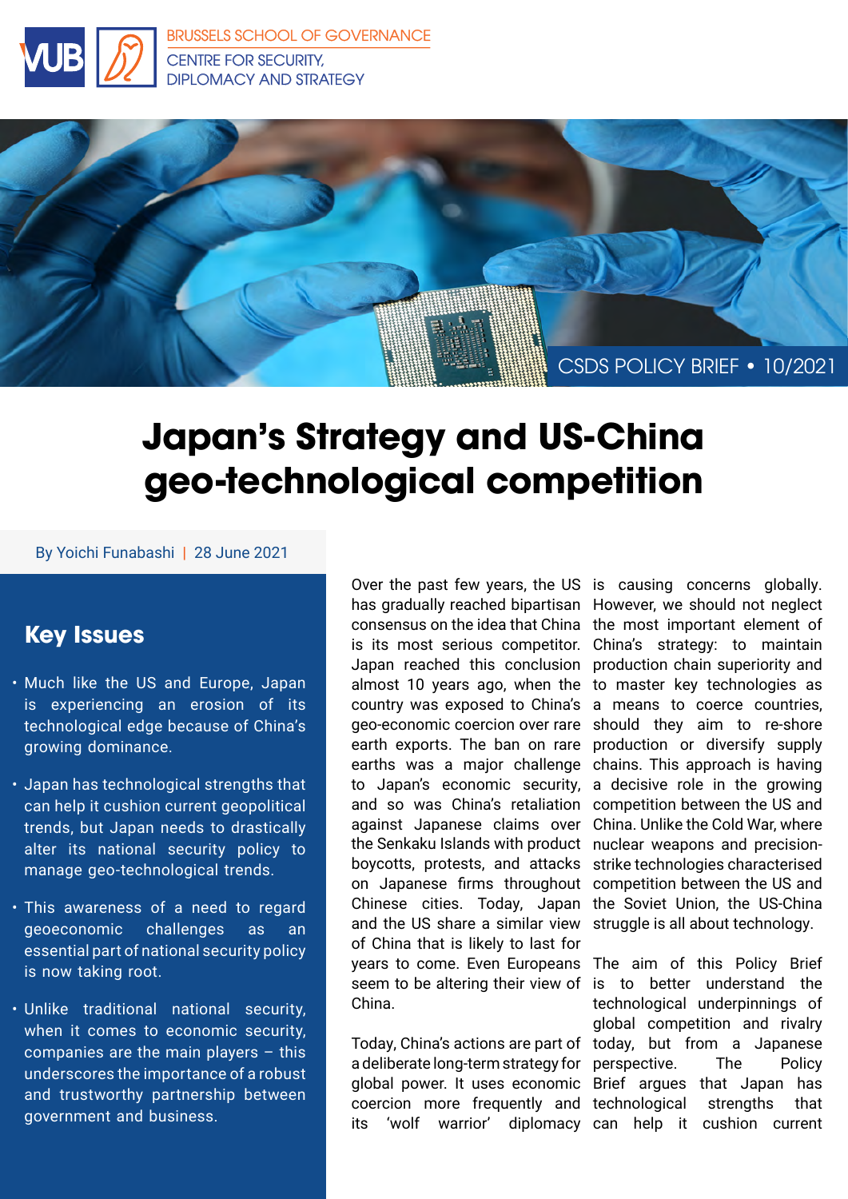BRUSSELS SCHOOL OF GOVERNANCE
CENTRE FOR SECURITY, DIPLOMACY AND STRATEGY

CSDS POLICY BRIEF • 10/2021

# Japan's Strategy and US-China geo-technological competition

By Yoichi Funabashi | 28 June 2021

## Key Issues

- Much like the US and Europe, Japan is experiencing an erosion of its technological edge because of China's growing dominance.
- Japan has technological strengths that can help it cushion current geopolitical trends, but Japan needs to drastically alter its national security policy to manage geo-technological trends.
- This awareness of a need to regard geoeconomic challenges as an essential part of national security policy is now taking root.
- Unlike traditional national security, when it comes to economic security, companies are the main players – this underscores the importance of a robust and trustworthy partnership between government and business.

Over the past few years, the US has gradually reached bipartisan consensus on the idea that China is its most serious competitor. Japan reached this conclusion almost 10 years ago, when the country was exposed to China's geo-economic coercion over rare earth exports. The ban on rare earths was a major challenge to Japan's economic security, and so was China's retaliation against Japanese claims over the Senkaku Islands with product boycotts, protests, and attacks on Japanese firms throughout Chinese cities. Today, Japan and the US share a similar view of China that is likely to last for years to come. Even Europeans seem to be altering their view of China.

Today, China's actions are part of a deliberate long-term strategy for global power. It uses economic coercion more frequently and its 'wolf warrior' diplomacy is causing concerns globally. However, we should not neglect the most important element of China's strategy: to maintain production chain superiority and to master key technologies as a means to coerce countries, should they aim to re-shore production or diversify supply chains. This approach is having a decisive role in the growing competition between the US and China. Unlike the Cold War, where nuclear weapons and precision-strike technologies characterised competition between the US and the Soviet Union, the US-China struggle is all about technology.

The aim of this Policy Brief is to better understand the technological underpinnings of global competition and rivalry today, but from a Japanese perspective. The Policy Brief argues that Japan has technological strengths that can help it cushion current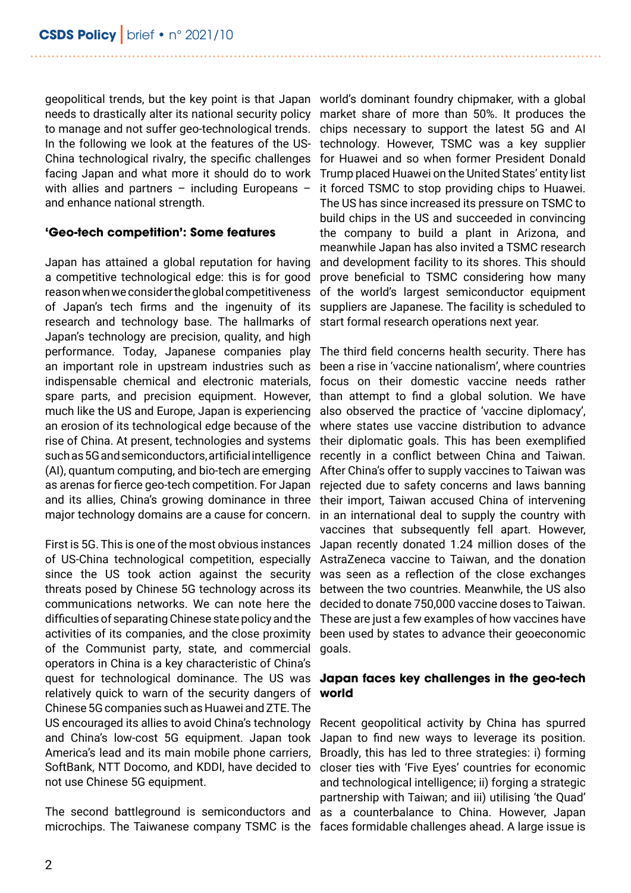geopolitical trends, but the key point is that Japan needs to drastically alter its national security policy to manage and not suffer geo-technological trends. In the following we look at the features of the US-China technological rivalry, the specific challenges facing Japan and what more it should do to work with allies and partners – including Europeans – and enhance national strength.

## 'Geo-tech competition': Some features

Japan has attained a global reputation for having a competitive technological edge: this is for good reason when we consider the global competitiveness of Japan's tech firms and the ingenuity of its research and technology base. The hallmarks of Japan's technology are precision, quality, and high performance. Today, Japanese companies play an important role in upstream industries such as indispensable chemical and electronic materials, spare parts, and precision equipment. However, much like the US and Europe, Japan is experiencing an erosion of its technological edge because of the rise of China. At present, technologies and systems such as 5G and semiconductors, artificial intelligence (AI), quantum computing, and bio-tech are emerging as arenas for fierce geo-tech competition. For Japan and its allies, China's growing dominance in three major technology domains are a cause for concern.

First is 5G. This is one of the most obvious instances of US-China technological competition, especially since the US took action against the security threats posed by Chinese 5G technology across its communications networks. We can note here the difficulties of separating Chinese state policy and the activities of its companies, and the close proximity of the Communist party, state, and commercial operators in China is a key characteristic of China's quest for technological dominance. The US was relatively quick to warn of the security dangers of Chinese 5G companies such as Huawei and ZTE. The US encouraged its allies to avoid China's technology and China's low-cost 5G equipment. Japan took America's lead and its main mobile phone carriers, SoftBank, NTT Docomo, and KDDI, have decided to not use Chinese 5G equipment.

The second battleground is semiconductors and microchips. The Taiwanese company TSMC is the world's dominant foundry chipmaker, with a global market share of more than 50%. It produces the chips necessary to support the latest 5G and AI technology. However, TSMC was a key supplier for Huawei and so when former President Donald Trump placed Huawei on the United States' entity list it forced TSMC to stop providing chips to Huawei. The US has since increased its pressure on TSMC to build chips in the US and succeeded in convincing the company to build a plant in Arizona, and meanwhile Japan has also invited a TSMC research and development facility to its shores. This should prove beneficial to TSMC considering how many of the world's largest semiconductor equipment suppliers are Japanese. The facility is scheduled to start formal research operations next year.

The third field concerns health security. There has been a rise in 'vaccine nationalism', where countries focus on their domestic vaccine needs rather than attempt to find a global solution. We have also observed the practice of 'vaccine diplomacy', where states use vaccine distribution to advance their diplomatic goals. This has been exemplified recently in a conflict between China and Taiwan. After China's offer to supply vaccines to Taiwan was rejected due to safety concerns and laws banning their import, Taiwan accused China of intervening in an international deal to supply the country with vaccines that subsequently fell apart. However, Japan recently donated 1.24 million doses of the AstraZeneca vaccine to Taiwan, and the donation was seen as a reflection of the close exchanges between the two countries. Meanwhile, the US also decided to donate 750,000 vaccine doses to Taiwan. These are just a few examples of how vaccines have been used by states to advance their geoeconomic goals.

## Japan faces key challenges in the geo-tech world

Recent geopolitical activity by China has spurred Japan to find new ways to leverage its position. Broadly, this has led to three strategies: i) forming closer ties with 'Five Eyes' countries for economic and technological intelligence; ii) forging a strategic partnership with Taiwan; and iii) utilising 'the Quad' as a counterbalance to China. However, Japan faces formidable challenges ahead. A large issue is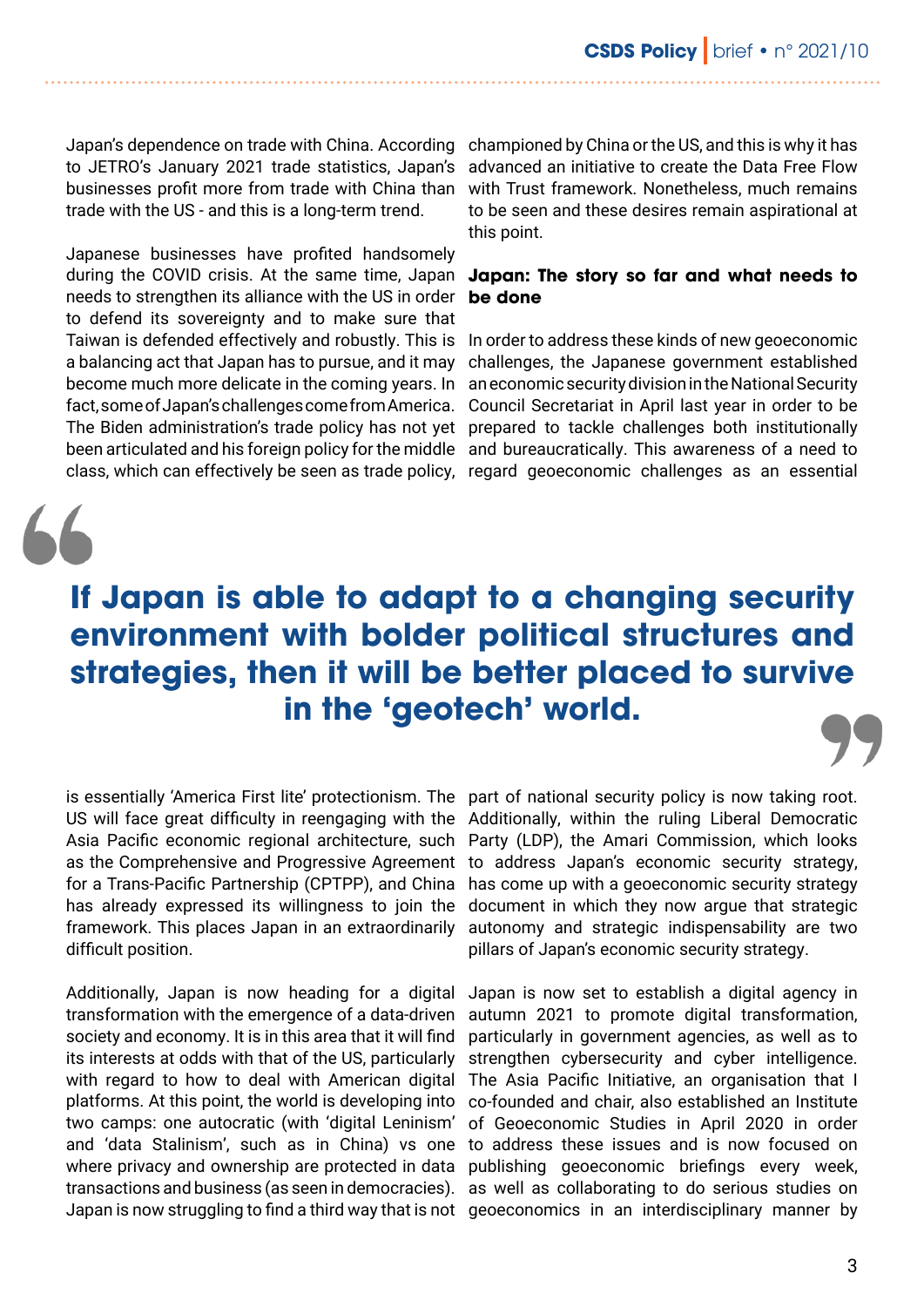Japan's dependence on trade with China. According to JETRO's January 2021 trade statistics, Japan's businesses profit more from trade with China than trade with the US - and this is a long-term trend.

Japanese businesses have profited handsomely during the COVID crisis. At the same time, Japan needs to strengthen its alliance with the US in order to defend its sovereignty and to make sure that Taiwan is defended effectively and robustly. This is a balancing act that Japan has to pursue, and it may become much more delicate in the coming years. In fact, some of Japan's challenges come from America. The Biden administration's trade policy has not yet been articulated and his foreign policy for the middle class, which can effectively be seen as trade policy, is essentially 'America First lite' protectionism. The US will face great difficulty in reengaging with the Asia Pacific economic regional architecture, such as the Comprehensive and Progressive Agreement for a Trans-Pacific Partnership (CPTPP), and China has already expressed its willingness to join the framework. This places Japan in an extraordinarily difficult position.

Additionally, Japan is now heading for a digital transformation with the emergence of a data-driven society and economy. It is in this area that it will find its interests at odds with that of the US, particularly with regard to how to deal with American digital platforms. At this point, the world is developing into two camps: one autocratic (with 'digital Leninism' and 'data Stalinism', such as in China) vs one where privacy and ownership are protected in data transactions and business (as seen in democracies). Japan is now struggling to find a third way that is not championed by China or the US, and this is why it has advanced an initiative to create the Data Free Flow with Trust framework. Nonetheless, much remains to be seen and these desires remain aspirational at this point.

> **If Japan is able to adapt to a changing security environment with bolder political structures and strategies, then it will be better placed to survive in the 'geotech' world.**

**Japan: The story so far and what needs to be done**

In order to address these kinds of new geoeconomic challenges, the Japanese government established an economic security division in the National Security Council Secretariat in April last year in order to be prepared to tackle challenges both institutionally and bureaucratically. This awareness of a need to regard geoeconomic challenges as an essential part of national security policy is now taking root. Additionally, within the ruling Liberal Democratic Party (LDP), the Amari Commission, which looks to address Japan's economic security strategy, has come up with a geoeconomic security strategy document in which they now argue that strategic autonomy and strategic indispensability are two pillars of Japan's economic security strategy.

Japan is now set to establish a digital agency in autumn 2021 to promote digital transformation, particularly in government agencies, as well as to strengthen cybersecurity and cyber intelligence. The Asia Pacific Initiative, an organisation that I co-founded and chair, also established an Institute of Geoeconomic Studies in April 2020 in order to address these issues and is now focused on publishing geoeconomic briefings every week, as well as collaborating to do serious studies on geoeconomics in an interdisciplinary manner by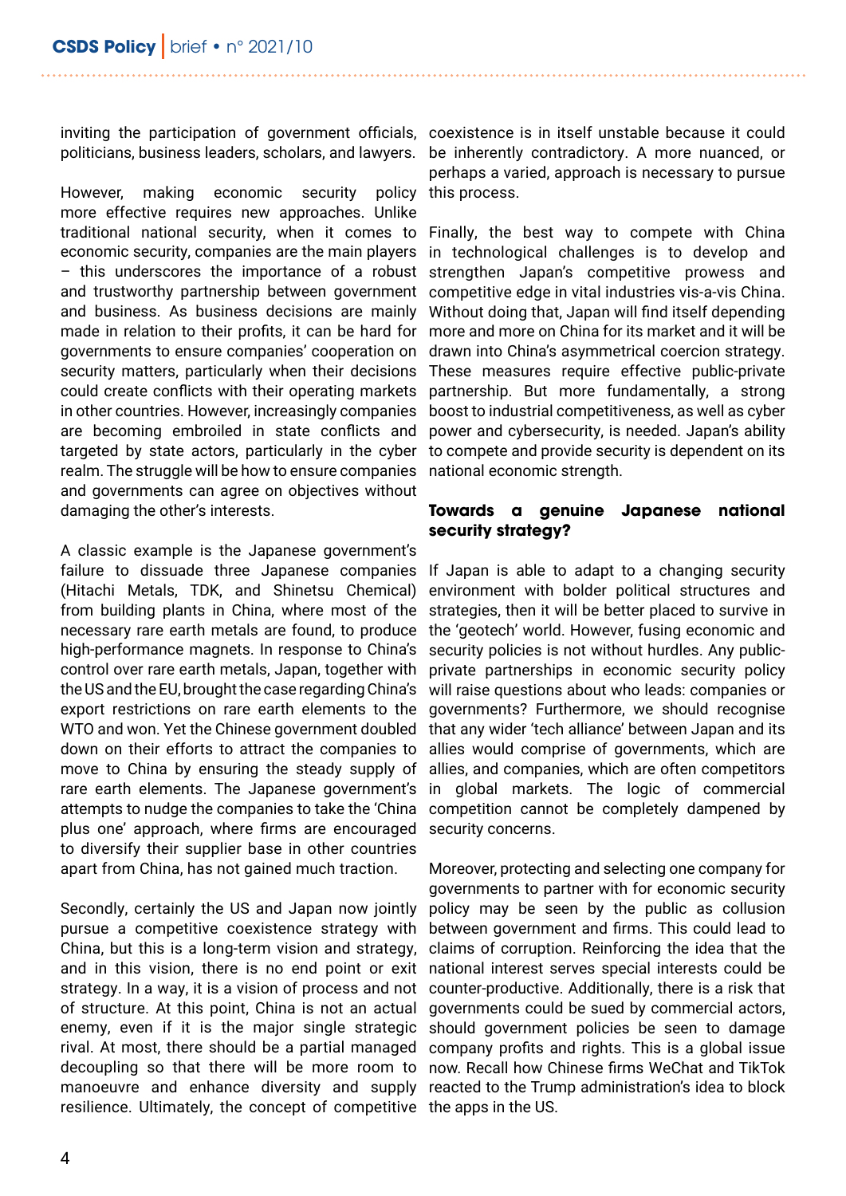inviting the participation of government officials, politicians, business leaders, scholars, and lawyers.

However, making economic security policy more effective requires new approaches. Unlike traditional national security, when it comes to economic security, companies are the main players – this underscores the importance of a robust and trustworthy partnership between government and business. As business decisions are mainly made in relation to their profits, it can be hard for governments to ensure companies' cooperation on security matters, particularly when their decisions could create conflicts with their operating markets in other countries. However, increasingly companies are becoming embroiled in state conflicts and targeted by state actors, particularly in the cyber realm. The struggle will be how to ensure companies and governments can agree on objectives without damaging the other's interests.

A classic example is the Japanese government's failure to dissuade three Japanese companies (Hitachi Metals, TDK, and Shinetsu Chemical) from building plants in China, where most of the necessary rare earth metals are found, to produce high-performance magnets. In response to China's control over rare earth metals, Japan, together with the US and the EU, brought the case regarding China's export restrictions on rare earth elements to the WTO and won. Yet the Chinese government doubled down on their efforts to attract the companies to move to China by ensuring the steady supply of rare earth elements. The Japanese government's attempts to nudge the companies to take the 'China plus one' approach, where firms are encouraged to diversify their supplier base in other countries apart from China, has not gained much traction.

Secondly, certainly the US and Japan now jointly pursue a competitive coexistence strategy with China, but this is a long-term vision and strategy, and in this vision, there is no end point or exit strategy. In a way, it is a vision of process and not of structure. At this point, China is not an actual enemy, even if it is the major single strategic rival. At most, there should be a partial managed decoupling so that there will be more room to manoeuvre and enhance diversity and supply resilience. Ultimately, the concept of competitive coexistence is in itself unstable because it could be inherently contradictory. A more nuanced, or perhaps a varied, approach is necessary to pursue this process.

Finally, the best way to compete with China in technological challenges is to develop and strengthen Japan's competitive prowess and competitive edge in vital industries vis-a-vis China. Without doing that, Japan will find itself depending more and more on China for its market and it will be drawn into China's asymmetrical coercion strategy. These measures require effective public-private partnership. But more fundamentally, a strong boost to industrial competitiveness, as well as cyber power and cybersecurity, is needed. Japan's ability to compete and provide security is dependent on its national economic strength.

## Towards a genuine Japanese national security strategy?

If Japan is able to adapt to a changing security environment with bolder political structures and strategies, then it will be better placed to survive in the 'geotech' world. However, fusing economic and security policies is not without hurdles. Any public-private partnerships in economic security policy will raise questions about who leads: companies or governments? Furthermore, we should recognise that any wider 'tech alliance' between Japan and its allies would comprise of governments, which are allies, and companies, which are often competitors in global markets. The logic of commercial competition cannot be completely dampened by security concerns.

Moreover, protecting and selecting one company for governments to partner with for economic security policy may be seen by the public as collusion between government and firms. This could lead to claims of corruption. Reinforcing the idea that the national interest serves special interests could be counter-productive. Additionally, there is a risk that governments could be sued by commercial actors, should government policies be seen to damage company profits and rights. This is a global issue now. Recall how Chinese firms WeChat and TikTok reacted to the Trump administration's idea to block the apps in the US.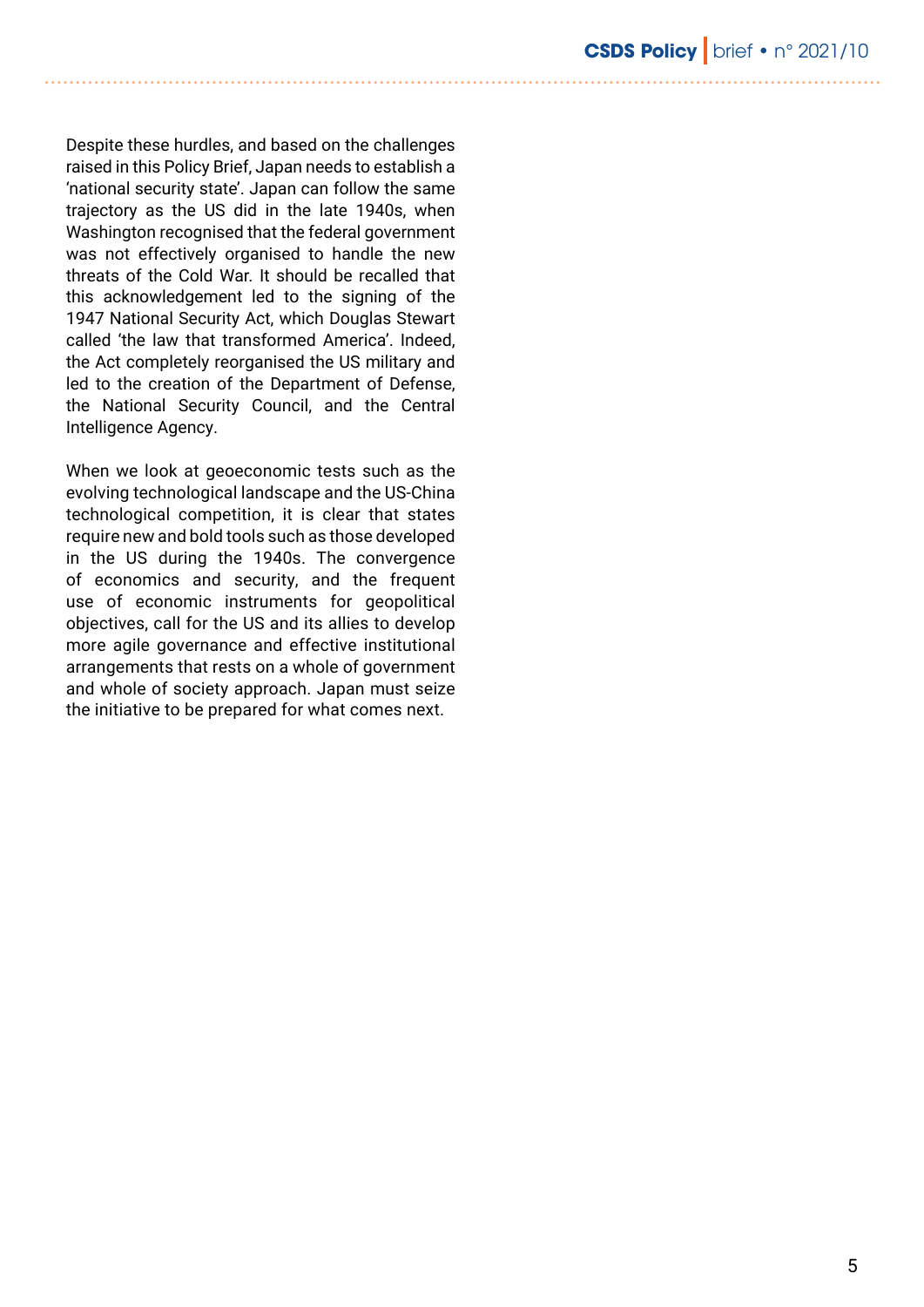Despite these hurdles, and based on the challenges raised in this Policy Brief, Japan needs to establish a 'national security state'. Japan can follow the same trajectory as the US did in the late 1940s, when Washington recognised that the federal government was not effectively organised to handle the new threats of the Cold War. It should be recalled that this acknowledgement led to the signing of the 1947 National Security Act, which Douglas Stewart called 'the law that transformed America'. Indeed, the Act completely reorganised the US military and led to the creation of the Department of Defense, the National Security Council, and the Central Intelligence Agency.

When we look at geoeconomic tests such as the evolving technological landscape and the US-China technological competition, it is clear that states require new and bold tools such as those developed in the US during the 1940s. The convergence of economics and security, and the frequent use of economic instruments for geopolitical objectives, call for the US and its allies to develop more agile governance and effective institutional arrangements that rests on a whole of government and whole of society approach. Japan must seize the initiative to be prepared for what comes next.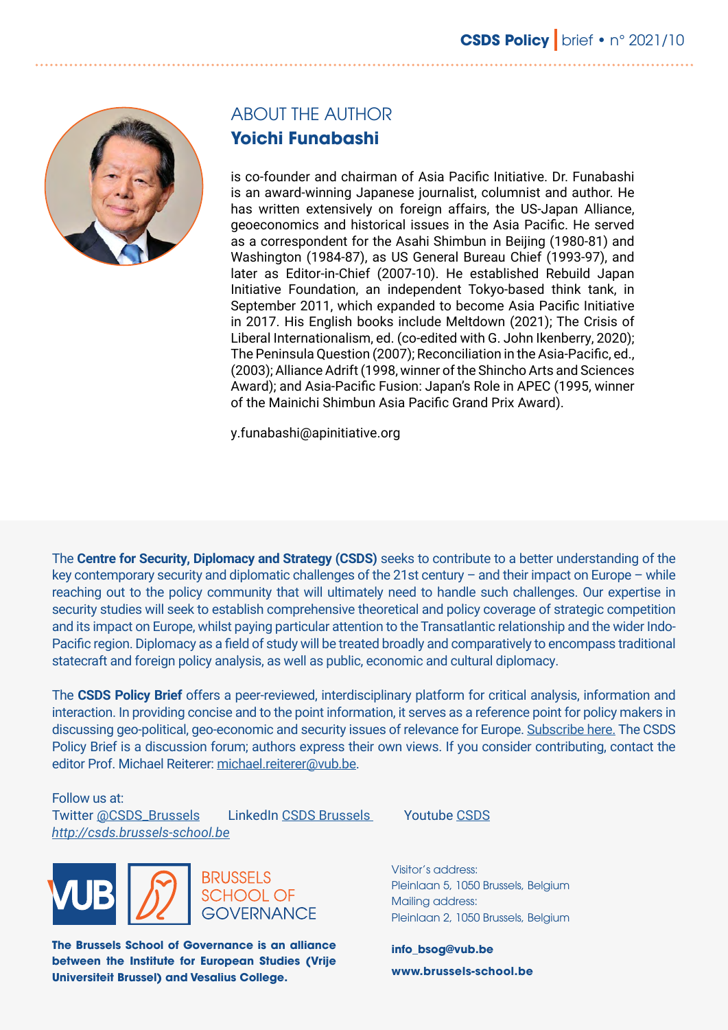## ABOUT THE AUTHOR

### Yoichi Funabashi

is co-founder and chairman of Asia Pacific Initiative. Dr. Funabashi is an award-winning Japanese journalist, columnist and author. He has written extensively on foreign affairs, the US-Japan Alliance, geoeconomics and historical issues in the Asia Pacific. He served as a correspondent for the Asahi Shimbun in Beijing (1980-81) and Washington (1984-87), as US General Bureau Chief (1993-97), and later as Editor-in-Chief (2007-10). He established Rebuild Japan Initiative Foundation, an independent Tokyo-based think tank, in September 2011, which expanded to become Asia Pacific Initiative in 2017. His English books include Meltdown (2021); The Crisis of Liberal Internationalism, ed. (co-edited with G. John Ikenberry, 2020); The Peninsula Question (2007); Reconciliation in the Asia-Pacific, ed., (2003); Alliance Adrift (1998, winner of the Shincho Arts and Sciences Award); and Asia-Pacific Fusion: Japan's Role in APEC (1995, winner of the Mainichi Shimbun Asia Pacific Grand Prix Award).

y.funabashi@apinitiative.org

The **Centre for Security, Diplomacy and Strategy (CSDS)** seeks to contribute to a better understanding of the key contemporary security and diplomatic challenges of the 21st century – and their impact on Europe – while reaching out to the policy community that will ultimately need to handle such challenges. Our expertise in security studies will seek to establish comprehensive theoretical and policy coverage of strategic competition and its impact on Europe, whilst paying particular attention to the Transatlantic relationship and the wider Indo-Pacific region. Diplomacy as a field of study will be treated broadly and comparatively to encompass traditional statecraft and foreign policy analysis, as well as public, economic and cultural diplomacy.

The **CSDS Policy Brief** offers a peer-reviewed, interdisciplinary platform for critical analysis, information and interaction. In providing concise and to the point information, it serves as a reference point for policy makers in discussing geo-political, geo-economic and security issues of relevance for Europe. Subscribe here. The CSDS Policy Brief is a discussion forum; authors express their own views. If you consider contributing, contact the editor Prof. Michael Reiterer: michael.reiterer@vub.be.

Follow us at:
Twitter @CSDS_Brussels LinkedIn CSDS Brussels Youtube CSDS
*http://csds.brussels-school.be*

VUB | BRUSSELS SCHOOL OF GOVERNANCE

**The Brussels School of Governance is an alliance between the Institute for European Studies (Vrije Universiteit Brussel) and Vesalius College.**

Visitor's address:
Pleinlaan 5, 1050 Brussels, Belgium
Mailing address:
Pleinlaan 2, 1050 Brussels, Belgium

**info_bsog@vub.be**

**www.brussels-school.be**